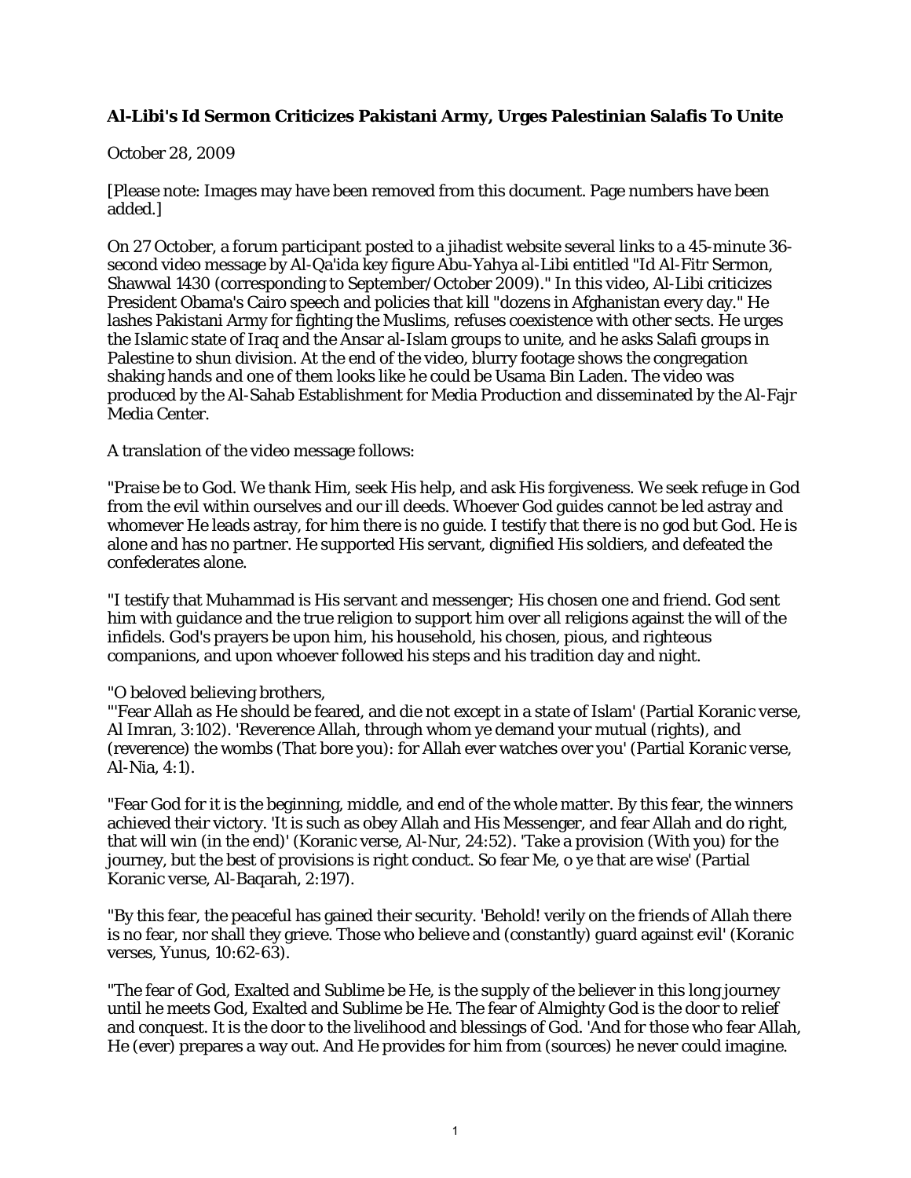**Al-Libi's Id Sermon Criticizes Pakistani Army, Urges Palestinian Salafis To Unite**

October 28, 2009

[Please note: Images may have been removed from this document. Page numbers have been added.]

On 27 October, a forum participant posted to a jihadist website several links to a 45-minute 36-second video message by Al-Qa'ida key figure Abu-Yahya al-Libi entitled "Id Al-Fitr Sermon, Shawwal 1430 (corresponding to September/October 2009)." In this video, Al-Libi criticizes President Obama's Cairo speech and policies that kill "dozens in Afghanistan every day." He lashes Pakistani Army for fighting the Muslims, refuses coexistence with other sects. He urges the Islamic state of Iraq and the Ansar al-Islam groups to unite, and he asks Salafi groups in Palestine to shun division. At the end of the video, blurry footage shows the congregation shaking hands and one of them looks like he could be Usama Bin Laden. The video was produced by the Al-Sahab Establishment for Media Production and disseminated by the Al-Fajr Media Center.

A translation of the video message follows:

"Praise be to God. We thank Him, seek His help, and ask His forgiveness. We seek refuge in God from the evil within ourselves and our ill deeds. Whoever God guides cannot be led astray and whomever He leads astray, for him there is no guide. I testify that there is no god but God. He is alone and has no partner. He supported His servant, dignified His soldiers, and defeated the confederates alone.

"I testify that Muhammad is His servant and messenger; His chosen one and friend. God sent him with guidance and the true religion to support him over all religions against the will of the infidels. God's prayers be upon him, his household, his chosen, pious, and righteous companions, and upon whoever followed his steps and his tradition day and night.

"O beloved believing brothers,
"'Fear Allah as He should be feared, and die not except in a state of Islam' (Partial Koranic verse, Al Imran, 3:102). 'Reverence Allah, through whom ye demand your mutual (rights), and (reverence) the wombs (That bore you): for Allah ever watches over you' (Partial Koranic verse, Al-Nia, 4:1).

"Fear God for it is the beginning, middle, and end of the whole matter. By this fear, the winners achieved their victory. 'It is such as obey Allah and His Messenger, and fear Allah and do right, that will win (in the end)' (Koranic verse, Al-Nur, 24:52). 'Take a provision (With you) for the journey, but the best of provisions is right conduct. So fear Me, o ye that are wise' (Partial Koranic verse, Al-Baqarah, 2:197).

"By this fear, the peaceful has gained their security. 'Behold! verily on the friends of Allah there is no fear, nor shall they grieve. Those who believe and (constantly) guard against evil' (Koranic verses, Yunus, 10:62-63).

"The fear of God, Exalted and Sublime be He, is the supply of the believer in this long journey until he meets God, Exalted and Sublime be He. The fear of Almighty God is the door to relief and conquest. It is the door to the livelihood and blessings of God. 'And for those who fear Allah, He (ever) prepares a way out. And He provides for him from (sources) he never could imagine.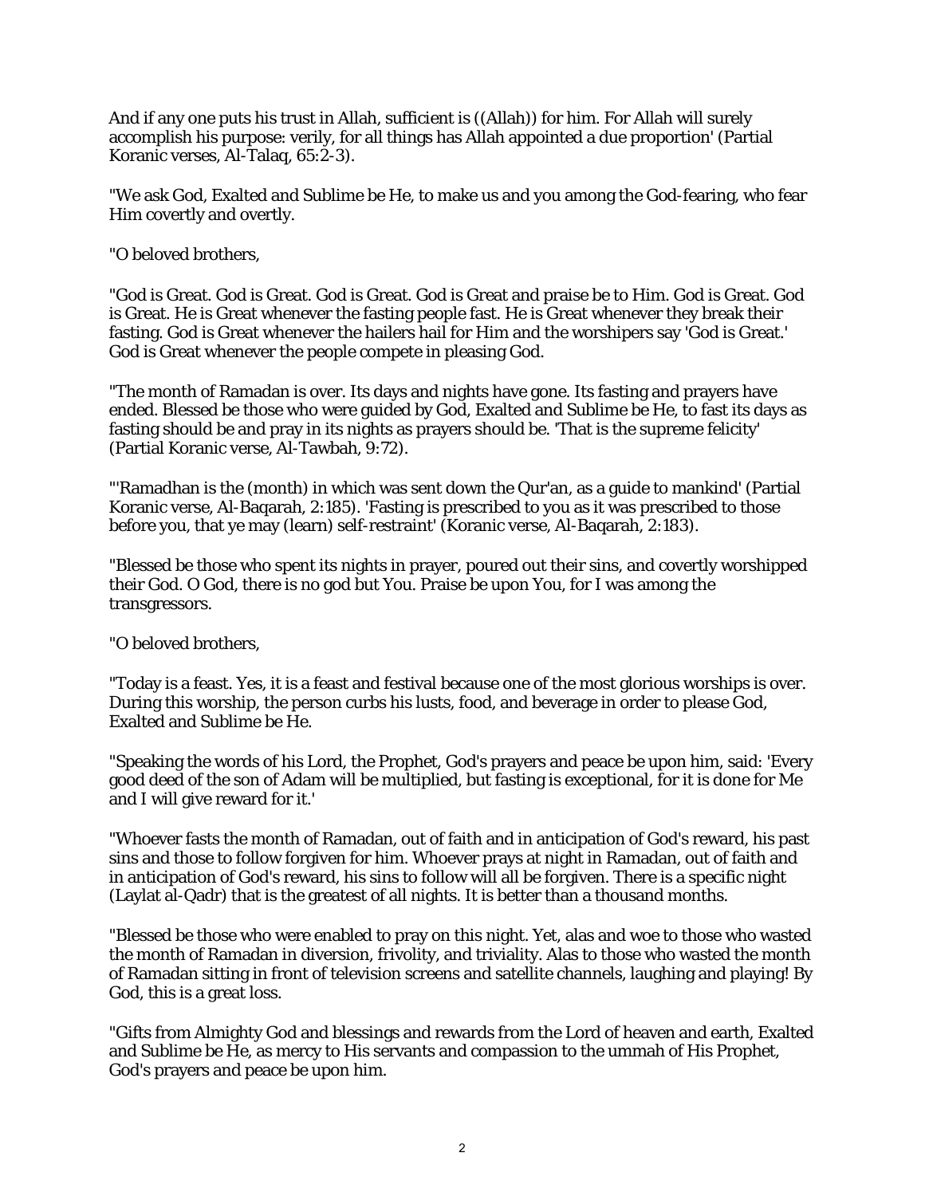And if any one puts his trust in Allah, sufficient is ((Allah)) for him. For Allah will surely accomplish his purpose: verily, for all things has Allah appointed a due proportion' (Partial Koranic verses, Al-Talaq, 65:2-3).

"We ask God, Exalted and Sublime be He, to make us and you among the God-fearing, who fear Him covertly and overtly.

"O beloved brothers,

"God is Great. God is Great. God is Great. God is Great and praise be to Him. God is Great. God is Great. He is Great whenever the fasting people fast. He is Great whenever they break their fasting. God is Great whenever the hailers hail for Him and the worshipers say 'God is Great.' God is Great whenever the people compete in pleasing God.

"The month of Ramadan is over. Its days and nights have gone. Its fasting and prayers have ended. Blessed be those who were guided by God, Exalted and Sublime be He, to fast its days as fasting should be and pray in its nights as prayers should be. 'That is the supreme felicity' (Partial Koranic verse, Al-Tawbah, 9:72).

"'Ramadhan is the (month) in which was sent down the Qur'an, as a guide to mankind' (Partial Koranic verse, Al-Baqarah, 2:185). 'Fasting is prescribed to you as it was prescribed to those before you, that ye may (learn) self-restraint' (Koranic verse, Al-Baqarah, 2:183).

"Blessed be those who spent its nights in prayer, poured out their sins, and covertly worshipped their God. O God, there is no god but You. Praise be upon You, for I was among the transgressors.

"O beloved brothers,

"Today is a feast. Yes, it is a feast and festival because one of the most glorious worships is over. During this worship, the person curbs his lusts, food, and beverage in order to please God, Exalted and Sublime be He.

"Speaking the words of his Lord, the Prophet, God's prayers and peace be upon him, said: 'Every good deed of the son of Adam will be multiplied, but fasting is exceptional, for it is done for Me and I will give reward for it.'

"Whoever fasts the month of Ramadan, out of faith and in anticipation of God's reward, his past sins and those to follow forgiven for him. Whoever prays at night in Ramadan, out of faith and in anticipation of God's reward, his sins to follow will all be forgiven. There is a specific night (Laylat al-Qadr) that is the greatest of all nights. It is better than a thousand months.

"Blessed be those who were enabled to pray on this night. Yet, alas and woe to those who wasted the month of Ramadan in diversion, frivolity, and triviality. Alas to those who wasted the month of Ramadan sitting in front of television screens and satellite channels, laughing and playing! By God, this is a great loss.

"Gifts from Almighty God and blessings and rewards from the Lord of heaven and earth, Exalted and Sublime be He, as mercy to His servants and compassion to the ummah of His Prophet, God's prayers and peace be upon him.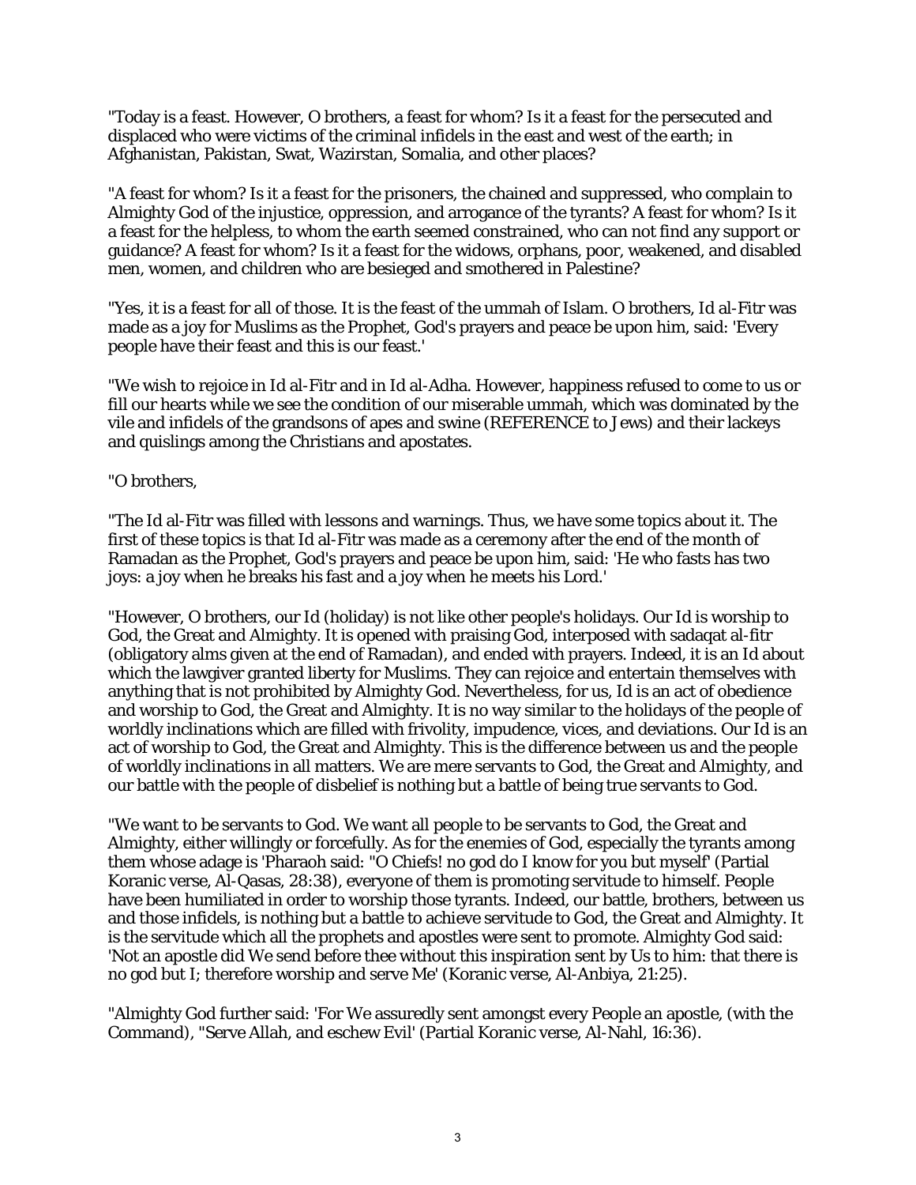"Today is a feast. However, O brothers, a feast for whom? Is it a feast for the persecuted and displaced who were victims of the criminal infidels in the east and west of the earth; in Afghanistan, Pakistan, Swat, Wazirstan, Somalia, and other places?

"A feast for whom? Is it a feast for the prisoners, the chained and suppressed, who complain to Almighty God of the injustice, oppression, and arrogance of the tyrants? A feast for whom? Is it a feast for the helpless, to whom the earth seemed constrained, who can not find any support or guidance? A feast for whom? Is it a feast for the widows, orphans, poor, weakened, and disabled men, women, and children who are besieged and smothered in Palestine?

"Yes, it is a feast for all of those. It is the feast of the ummah of Islam. O brothers, Id al-Fitr was made as a joy for Muslims as the Prophet, God's prayers and peace be upon him, said: 'Every people have their feast and this is our feast.'

"We wish to rejoice in Id al-Fitr and in Id al-Adha. However, happiness refused to come to us or fill our hearts while we see the condition of our miserable ummah, which was dominated by the vile and infidels of the grandsons of apes and swine (REFERENCE to Jews) and their lackeys and quislings among the Christians and apostates.

"O brothers,

"The Id al-Fitr was filled with lessons and warnings. Thus, we have some topics about it. The first of these topics is that Id al-Fitr was made as a ceremony after the end of the month of Ramadan as the Prophet, God's prayers and peace be upon him, said: 'He who fasts has two joys: a joy when he breaks his fast and a joy when he meets his Lord.'

"However, O brothers, our Id (holiday) is not like other people's holidays. Our Id is worship to God, the Great and Almighty. It is opened with praising God, interposed with sadaqat al-fitr (obligatory alms given at the end of Ramadan), and ended with prayers. Indeed, it is an Id about which the lawgiver granted liberty for Muslims. They can rejoice and entertain themselves with anything that is not prohibited by Almighty God. Nevertheless, for us, Id is an act of obedience and worship to God, the Great and Almighty. It is no way similar to the holidays of the people of worldly inclinations which are filled with frivolity, impudence, vices, and deviations. Our Id is an act of worship to God, the Great and Almighty. This is the difference between us and the people of worldly inclinations in all matters. We are mere servants to God, the Great and Almighty, and our battle with the people of disbelief is nothing but a battle of being true servants to God.

"We want to be servants to God. We want all people to be servants to God, the Great and Almighty, either willingly or forcefully. As for the enemies of God, especially the tyrants among them whose adage is 'Pharaoh said: "O Chiefs! no god do I know for you but myself' (Partial Koranic verse, Al-Qasas, 28:38), everyone of them is promoting servitude to himself. People have been humiliated in order to worship those tyrants. Indeed, our battle, brothers, between us and those infidels, is nothing but a battle to achieve servitude to God, the Great and Almighty. It is the servitude which all the prophets and apostles were sent to promote. Almighty God said: 'Not an apostle did We send before thee without this inspiration sent by Us to him: that there is no god but I; therefore worship and serve Me' (Koranic verse, Al-Anbiya, 21:25).

"Almighty God further said: 'For We assuredly sent amongst every People an apostle, (with the Command), "Serve Allah, and eschew Evil' (Partial Koranic verse, Al-Nahl, 16:36).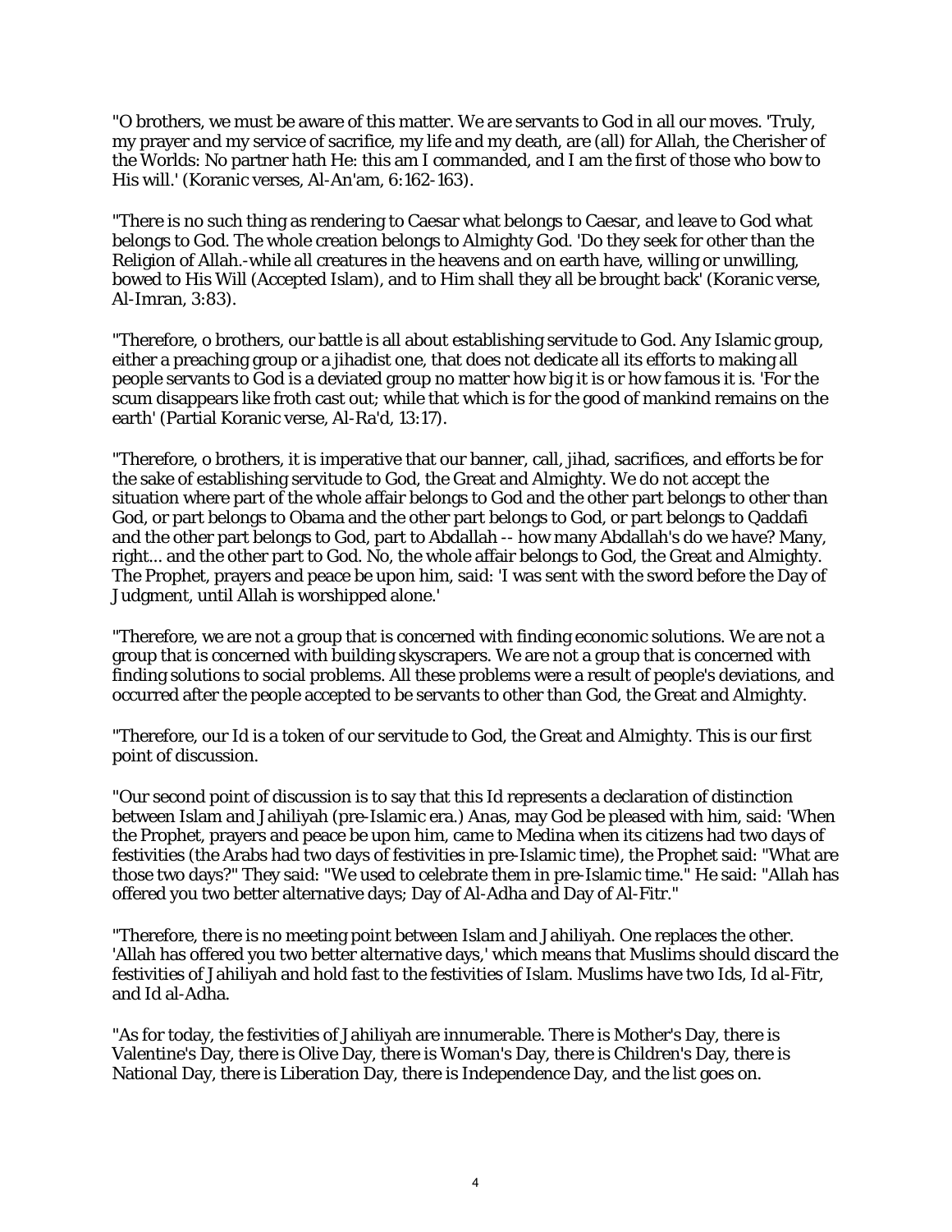"O brothers, we must be aware of this matter. We are servants to God in all our moves. 'Truly, my prayer and my service of sacrifice, my life and my death, are (all) for Allah, the Cherisher of the Worlds: No partner hath He: this am I commanded, and I am the first of those who bow to His will.' (Koranic verses, Al-An'am, 6:162-163).

"There is no such thing as rendering to Caesar what belongs to Caesar, and leave to God what belongs to God. The whole creation belongs to Almighty God. 'Do they seek for other than the Religion of Allah.-while all creatures in the heavens and on earth have, willing or unwilling, bowed to His Will (Accepted Islam), and to Him shall they all be brought back' (Koranic verse, Al-Imran, 3:83).

"Therefore, o brothers, our battle is all about establishing servitude to God. Any Islamic group, either a preaching group or a jihadist one, that does not dedicate all its efforts to making all people servants to God is a deviated group no matter how big it is or how famous it is. 'For the scum disappears like froth cast out; while that which is for the good of mankind remains on the earth' (Partial Koranic verse, Al-Ra'd, 13:17).

"Therefore, o brothers, it is imperative that our banner, call, jihad, sacrifices, and efforts be for the sake of establishing servitude to God, the Great and Almighty. We do not accept the situation where part of the whole affair belongs to God and the other part belongs to other than God, or part belongs to Obama and the other part belongs to God, or part belongs to Qaddafi and the other part belongs to God, part to Abdallah -- how many Abdallah's do we have? Many, right... and the other part to God. No, the whole affair belongs to God, the Great and Almighty. The Prophet, prayers and peace be upon him, said: 'I was sent with the sword before the Day of Judgment, until Allah is worshipped alone.'

"Therefore, we are not a group that is concerned with finding economic solutions. We are not a group that is concerned with building skyscrapers. We are not a group that is concerned with finding solutions to social problems. All these problems were a result of people's deviations, and occurred after the people accepted to be servants to other than God, the Great and Almighty.

"Therefore, our Id is a token of our servitude to God, the Great and Almighty. This is our first point of discussion.

"Our second point of discussion is to say that this Id represents a declaration of distinction between Islam and Jahiliyah (pre-Islamic era.) Anas, may God be pleased with him, said: 'When the Prophet, prayers and peace be upon him, came to Medina when its citizens had two days of festivities (the Arabs had two days of festivities in pre-Islamic time), the Prophet said: "What are those two days?" They said: "We used to celebrate them in pre-Islamic time." He said: "Allah has offered you two better alternative days; Day of Al-Adha and Day of Al-Fitr."

"Therefore, there is no meeting point between Islam and Jahiliyah. One replaces the other. 'Allah has offered you two better alternative days,' which means that Muslims should discard the festivities of Jahiliyah and hold fast to the festivities of Islam. Muslims have two Ids, Id al-Fitr, and Id al-Adha.

"As for today, the festivities of Jahiliyah are innumerable. There is Mother's Day, there is Valentine's Day, there is Olive Day, there is Woman's Day, there is Children's Day, there is National Day, there is Liberation Day, there is Independence Day, and the list goes on.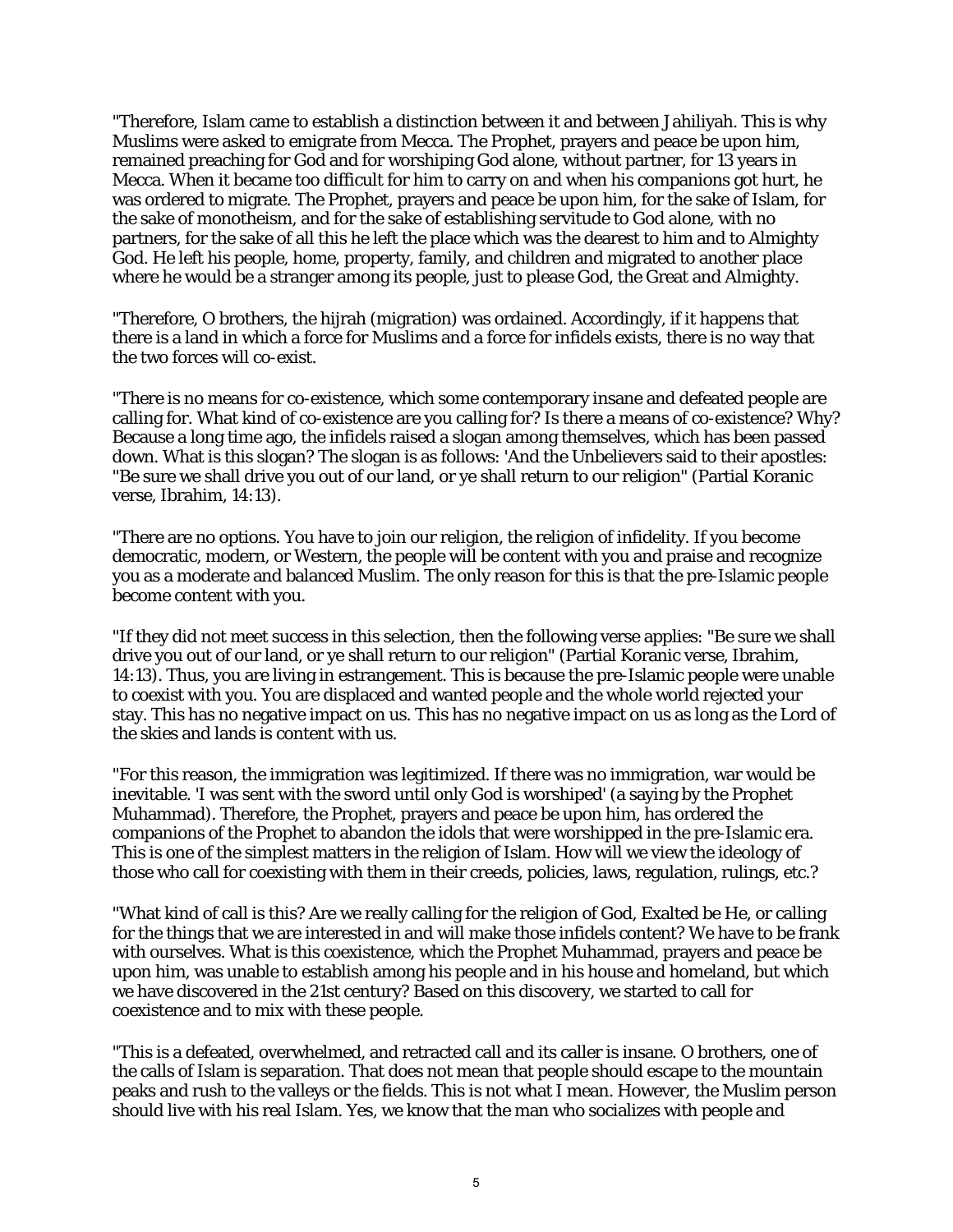"Therefore, Islam came to establish a distinction between it and between Jahiliyah. This is why Muslims were asked to emigrate from Mecca. The Prophet, prayers and peace be upon him, remained preaching for God and for worshiping God alone, without partner, for 13 years in Mecca. When it became too difficult for him to carry on and when his companions got hurt, he was ordered to migrate. The Prophet, prayers and peace be upon him, for the sake of Islam, for the sake of monotheism, and for the sake of establishing servitude to God alone, with no partners, for the sake of all this he left the place which was the dearest to him and to Almighty God. He left his people, home, property, family, and children and migrated to another place where he would be a stranger among its people, just to please God, the Great and Almighty.

"Therefore, O brothers, the hijrah (migration) was ordained. Accordingly, if it happens that there is a land in which a force for Muslims and a force for infidels exists, there is no way that the two forces will co-exist.

"There is no means for co-existence, which some contemporary insane and defeated people are calling for. What kind of co-existence are you calling for? Is there a means of co-existence? Why? Because a long time ago, the infidels raised a slogan among themselves, which has been passed down. What is this slogan? The slogan is as follows: 'And the Unbelievers said to their apostles: "Be sure we shall drive you out of our land, or ye shall return to our religion" (Partial Koranic verse, Ibrahim, 14:13).

"There are no options. You have to join our religion, the religion of infidelity. If you become democratic, modern, or Western, the people will be content with you and praise and recognize you as a moderate and balanced Muslim. The only reason for this is that the pre-Islamic people become content with you.

"If they did not meet success in this selection, then the following verse applies: "Be sure we shall drive you out of our land, or ye shall return to our religion" (Partial Koranic verse, Ibrahim, 14:13). Thus, you are living in estrangement. This is because the pre-Islamic people were unable to coexist with you. You are displaced and wanted people and the whole world rejected your stay. This has no negative impact on us. This has no negative impact on us as long as the Lord of the skies and lands is content with us.

"For this reason, the immigration was legitimized. If there was no immigration, war would be inevitable. 'I was sent with the sword until only God is worshiped' (a saying by the Prophet Muhammad). Therefore, the Prophet, prayers and peace be upon him, has ordered the companions of the Prophet to abandon the idols that were worshipped in the pre-Islamic era. This is one of the simplest matters in the religion of Islam. How will we view the ideology of those who call for coexisting with them in their creeds, policies, laws, regulation, rulings, etc.?

"What kind of call is this? Are we really calling for the religion of God, Exalted be He, or calling for the things that we are interested in and will make those infidels content? We have to be frank with ourselves. What is this coexistence, which the Prophet Muhammad, prayers and peace be upon him, was unable to establish among his people and in his house and homeland, but which we have discovered in the 21st century? Based on this discovery, we started to call for coexistence and to mix with these people.

"This is a defeated, overwhelmed, and retracted call and its caller is insane. O brothers, one of the calls of Islam is separation. That does not mean that people should escape to the mountain peaks and rush to the valleys or the fields. This is not what I mean. However, the Muslim person should live with his real Islam. Yes, we know that the man who socializes with people and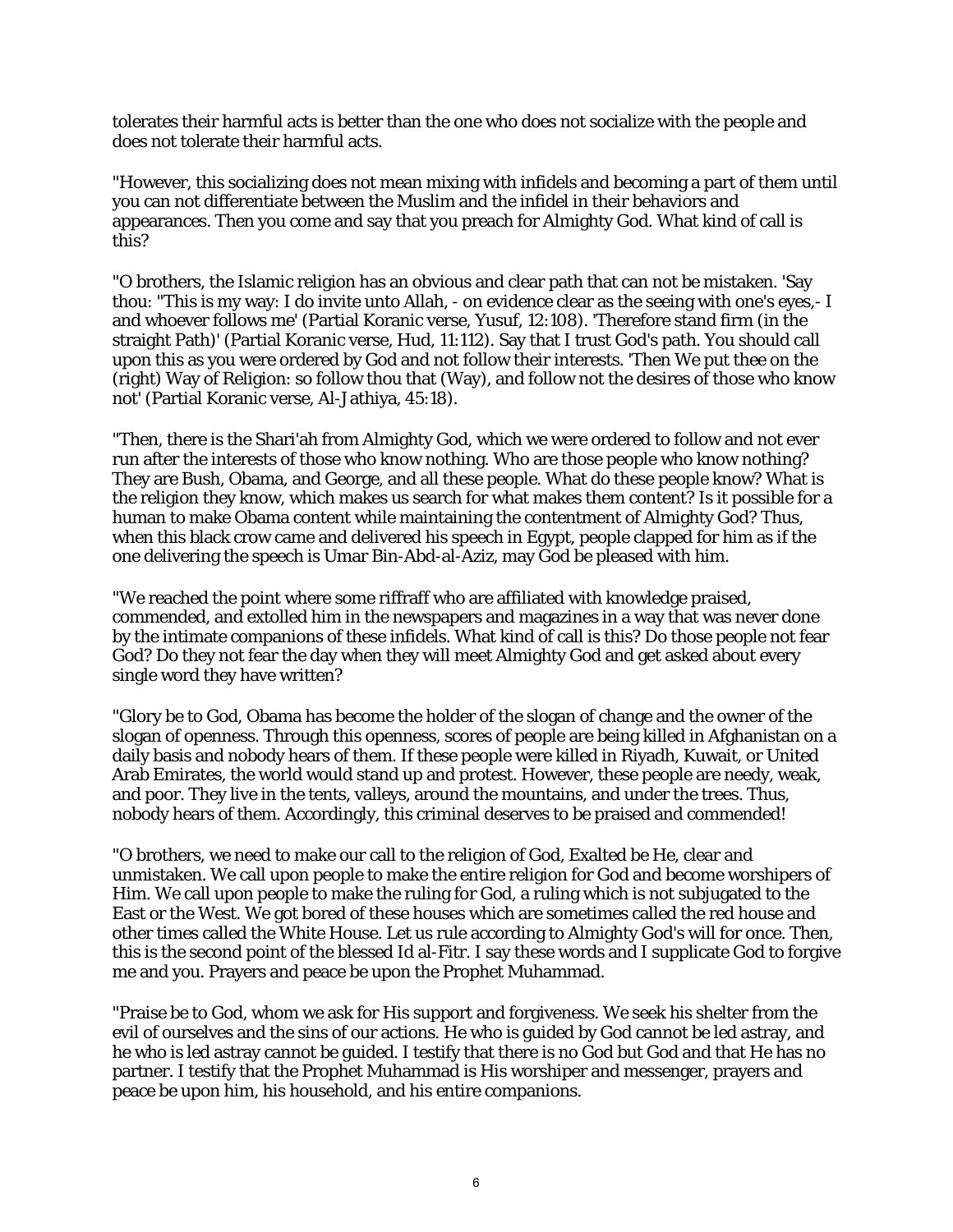tolerates their harmful acts is better than the one who does not socialize with the people and does not tolerate their harmful acts.

"However, this socializing does not mean mixing with infidels and becoming a part of them until you can not differentiate between the Muslim and the infidel in their behaviors and appearances. Then you come and say that you preach for Almighty God. What kind of call is this?

"O brothers, the Islamic religion has an obvious and clear path that can not be mistaken. 'Say thou: "This is my way: I do invite unto Allah, - on evidence clear as the seeing with one's eyes,- I and whoever follows me' (Partial Koranic verse, Yusuf, 12:108). 'Therefore stand firm (in the straight Path)' (Partial Koranic verse, Hud, 11:112). Say that I trust God's path. You should call upon this as you were ordered by God and not follow their interests. 'Then We put thee on the (right) Way of Religion: so follow thou that (Way), and follow not the desires of those who know not' (Partial Koranic verse, Al-Jathiya, 45:18).

"Then, there is the Shari'ah from Almighty God, which we were ordered to follow and not ever run after the interests of those who know nothing. Who are those people who know nothing? They are Bush, Obama, and George, and all these people. What do these people know? What is the religion they know, which makes us search for what makes them content? Is it possible for a human to make Obama content while maintaining the contentment of Almighty God? Thus, when this black crow came and delivered his speech in Egypt, people clapped for him as if the one delivering the speech is Umar Bin-Abd-al-Aziz, may God be pleased with him.

"We reached the point where some riffraff who are affiliated with knowledge praised, commended, and extolled him in the newspapers and magazines in a way that was never done by the intimate companions of these infidels. What kind of call is this? Do those people not fear God? Do they not fear the day when they will meet Almighty God and get asked about every single word they have written?

"Glory be to God, Obama has become the holder of the slogan of change and the owner of the slogan of openness. Through this openness, scores of people are being killed in Afghanistan on a daily basis and nobody hears of them. If these people were killed in Riyadh, Kuwait, or United Arab Emirates, the world would stand up and protest. However, these people are needy, weak, and poor. They live in the tents, valleys, around the mountains, and under the trees. Thus, nobody hears of them. Accordingly, this criminal deserves to be praised and commended!

"O brothers, we need to make our call to the religion of God, Exalted be He, clear and unmistaken. We call upon people to make the entire religion for God and become worshipers of Him. We call upon people to make the ruling for God, a ruling which is not subjugated to the East or the West. We got bored of these houses which are sometimes called the red house and other times called the White House. Let us rule according to Almighty God's will for once. Then, this is the second point of the blessed Id al-Fitr. I say these words and I supplicate God to forgive me and you. Prayers and peace be upon the Prophet Muhammad.

"Praise be to God, whom we ask for His support and forgiveness. We seek his shelter from the evil of ourselves and the sins of our actions. He who is guided by God cannot be led astray, and he who is led astray cannot be guided. I testify that there is no God but God and that He has no partner. I testify that the Prophet Muhammad is His worshiper and messenger, prayers and peace be upon him, his household, and his entire companions.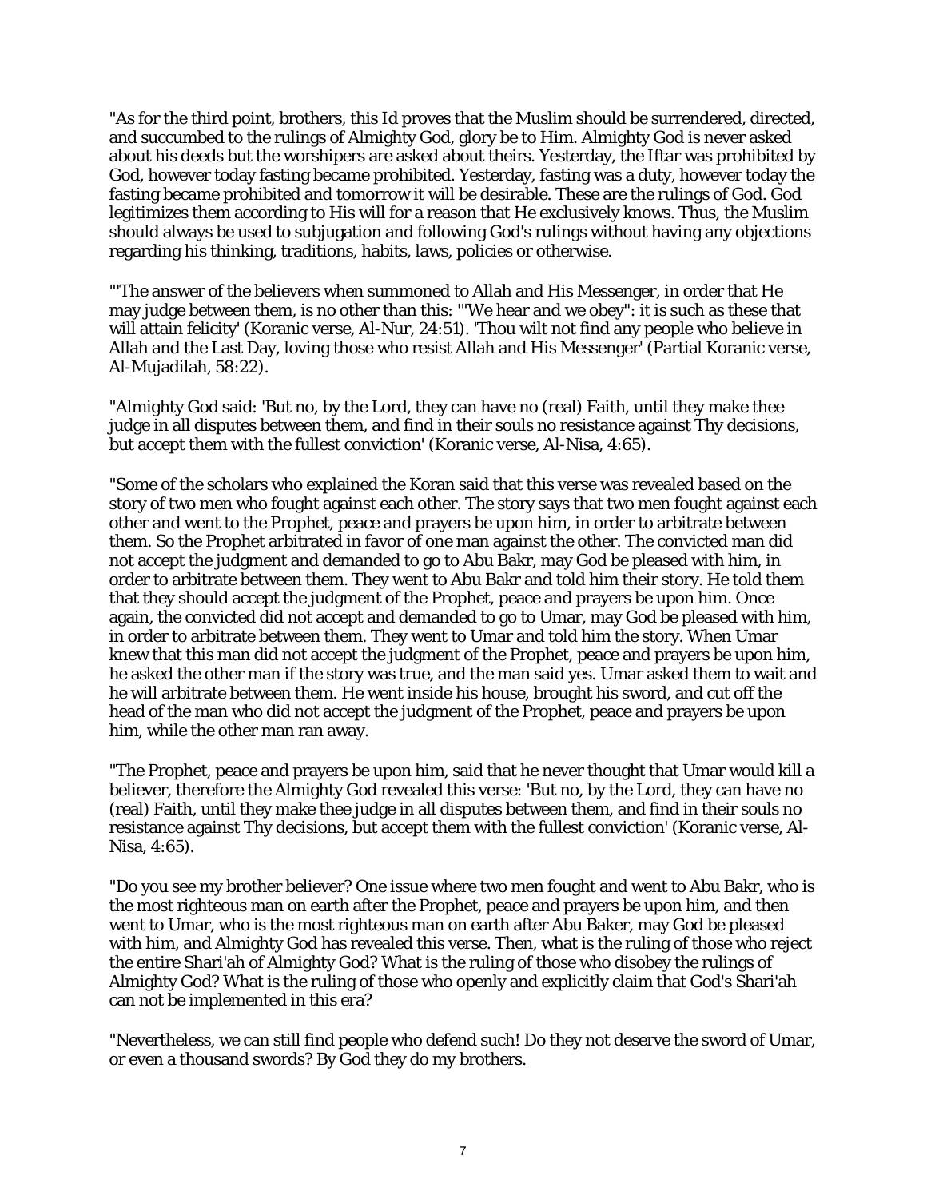"As for the third point, brothers, this Id proves that the Muslim should be surrendered, directed, and succumbed to the rulings of Almighty God, glory be to Him. Almighty God is never asked about his deeds but the worshipers are asked about theirs. Yesterday, the Iftar was prohibited by God, however today fasting became prohibited. Yesterday, fasting was a duty, however today the fasting became prohibited and tomorrow it will be desirable. These are the rulings of God. God legitimizes them according to His will for a reason that He exclusively knows. Thus, the Muslim should always be used to subjugation and following God's rulings without having any objections regarding his thinking, traditions, habits, laws, policies or otherwise.

"'The answer of the believers when summoned to Allah and His Messenger, in order that He may judge between them, is no other than this: '"We hear and we obey": it is such as these that will attain felicity' (Koranic verse, Al-Nur, 24:51). 'Thou wilt not find any people who believe in Allah and the Last Day, loving those who resist Allah and His Messenger' (Partial Koranic verse, Al-Mujadilah, 58:22).

"Almighty God said: 'But no, by the Lord, they can have no (real) Faith, until they make thee judge in all disputes between them, and find in their souls no resistance against Thy decisions, but accept them with the fullest conviction' (Koranic verse, Al-Nisa, 4:65).

"Some of the scholars who explained the Koran said that this verse was revealed based on the story of two men who fought against each other. The story says that two men fought against each other and went to the Prophet, peace and prayers be upon him, in order to arbitrate between them. So the Prophet arbitrated in favor of one man against the other. The convicted man did not accept the judgment and demanded to go to Abu Bakr, may God be pleased with him, in order to arbitrate between them. They went to Abu Bakr and told him their story. He told them that they should accept the judgment of the Prophet, peace and prayers be upon him. Once again, the convicted did not accept and demanded to go to Umar, may God be pleased with him, in order to arbitrate between them. They went to Umar and told him the story. When Umar knew that this man did not accept the judgment of the Prophet, peace and prayers be upon him, he asked the other man if the story was true, and the man said yes. Umar asked them to wait and he will arbitrate between them. He went inside his house, brought his sword, and cut off the head of the man who did not accept the judgment of the Prophet, peace and prayers be upon him, while the other man ran away.

"The Prophet, peace and prayers be upon him, said that he never thought that Umar would kill a believer, therefore the Almighty God revealed this verse: 'But no, by the Lord, they can have no (real) Faith, until they make thee judge in all disputes between them, and find in their souls no resistance against Thy decisions, but accept them with the fullest conviction' (Koranic verse, Al-Nisa, 4:65).

"Do you see my brother believer? One issue where two men fought and went to Abu Bakr, who is the most righteous man on earth after the Prophet, peace and prayers be upon him, and then went to Umar, who is the most righteous man on earth after Abu Baker, may God be pleased with him, and Almighty God has revealed this verse. Then, what is the ruling of those who reject the entire Shari'ah of Almighty God? What is the ruling of those who disobey the rulings of Almighty God? What is the ruling of those who openly and explicitly claim that God's Shari'ah can not be implemented in this era?

"Nevertheless, we can still find people who defend such! Do they not deserve the sword of Umar, or even a thousand swords? By God they do my brothers.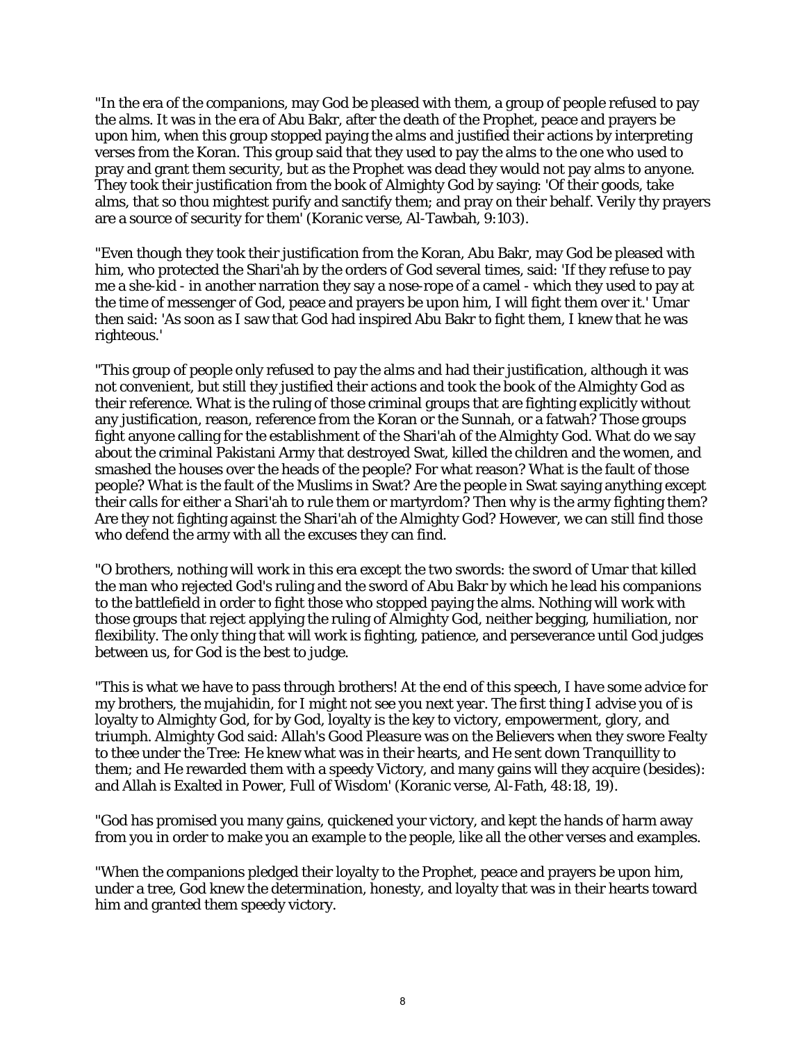"In the era of the companions, may God be pleased with them, a group of people refused to pay the alms. It was in the era of Abu Bakr, after the death of the Prophet, peace and prayers be upon him, when this group stopped paying the alms and justified their actions by interpreting verses from the Koran. This group said that they used to pay the alms to the one who used to pray and grant them security, but as the Prophet was dead they would not pay alms to anyone. They took their justification from the book of Almighty God by saying: 'Of their goods, take alms, that so thou mightest purify and sanctify them; and pray on their behalf. Verily thy prayers are a source of security for them' (Koranic verse, Al-Tawbah, 9:103).

"Even though they took their justification from the Koran, Abu Bakr, may God be pleased with him, who protected the Shari'ah by the orders of God several times, said: 'If they refuse to pay me a she-kid - in another narration they say a nose-rope of a camel - which they used to pay at the time of messenger of God, peace and prayers be upon him, I will fight them over it.' Umar then said: 'As soon as I saw that God had inspired Abu Bakr to fight them, I knew that he was righteous.'

"This group of people only refused to pay the alms and had their justification, although it was not convenient, but still they justified their actions and took the book of the Almighty God as their reference. What is the ruling of those criminal groups that are fighting explicitly without any justification, reason, reference from the Koran or the Sunnah, or a fatwah? Those groups fight anyone calling for the establishment of the Shari'ah of the Almighty God. What do we say about the criminal Pakistani Army that destroyed Swat, killed the children and the women, and smashed the houses over the heads of the people? For what reason? What is the fault of those people? What is the fault of the Muslims in Swat? Are the people in Swat saying anything except their calls for either a Shari'ah to rule them or martyrdom? Then why is the army fighting them? Are they not fighting against the Shari'ah of the Almighty God? However, we can still find those who defend the army with all the excuses they can find.

"O brothers, nothing will work in this era except the two swords: the sword of Umar that killed the man who rejected God's ruling and the sword of Abu Bakr by which he lead his companions to the battlefield in order to fight those who stopped paying the alms. Nothing will work with those groups that reject applying the ruling of Almighty God, neither begging, humiliation, nor flexibility. The only thing that will work is fighting, patience, and perseverance until God judges between us, for God is the best to judge.

"This is what we have to pass through brothers! At the end of this speech, I have some advice for my brothers, the mujahidin, for I might not see you next year. The first thing I advise you of is loyalty to Almighty God, for by God, loyalty is the key to victory, empowerment, glory, and triumph. Almighty God said: Allah's Good Pleasure was on the Believers when they swore Fealty to thee under the Tree: He knew what was in their hearts, and He sent down Tranquillity to them; and He rewarded them with a speedy Victory, and many gains will they acquire (besides): and Allah is Exalted in Power, Full of Wisdom' (Koranic verse, Al-Fath, 48:18, 19).

"God has promised you many gains, quickened your victory, and kept the hands of harm away from you in order to make you an example to the people, like all the other verses and examples.

"When the companions pledged their loyalty to the Prophet, peace and prayers be upon him, under a tree, God knew the determination, honesty, and loyalty that was in their hearts toward him and granted them speedy victory.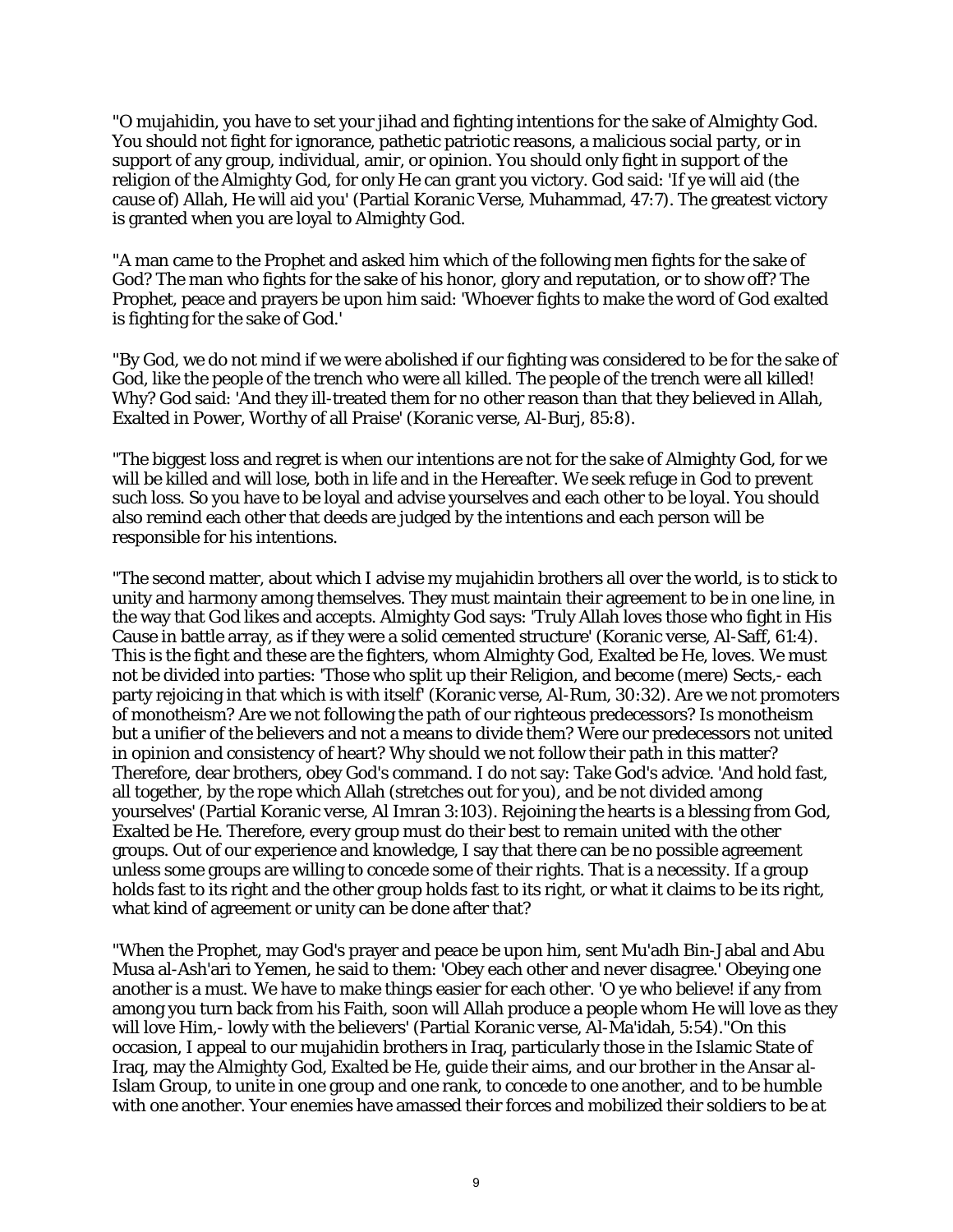"O mujahidin, you have to set your jihad and fighting intentions for the sake of Almighty God. You should not fight for ignorance, pathetic patriotic reasons, a malicious social party, or in support of any group, individual, amir, or opinion. You should only fight in support of the religion of the Almighty God, for only He can grant you victory. God said: 'If ye will aid (the cause of) Allah, He will aid you' (Partial Koranic Verse, Muhammad, 47:7). The greatest victory is granted when you are loyal to Almighty God.

"A man came to the Prophet and asked him which of the following men fights for the sake of God? The man who fights for the sake of his honor, glory and reputation, or to show off? The Prophet, peace and prayers be upon him said: 'Whoever fights to make the word of God exalted is fighting for the sake of God.'

"By God, we do not mind if we were abolished if our fighting was considered to be for the sake of God, like the people of the trench who were all killed. The people of the trench were all killed! Why? God said: 'And they ill-treated them for no other reason than that they believed in Allah, Exalted in Power, Worthy of all Praise' (Koranic verse, Al-Burj, 85:8).

"The biggest loss and regret is when our intentions are not for the sake of Almighty God, for we will be killed and will lose, both in life and in the Hereafter. We seek refuge in God to prevent such loss. So you have to be loyal and advise yourselves and each other to be loyal. You should also remind each other that deeds are judged by the intentions and each person will be responsible for his intentions.

"The second matter, about which I advise my mujahidin brothers all over the world, is to stick to unity and harmony among themselves. They must maintain their agreement to be in one line, in the way that God likes and accepts. Almighty God says: 'Truly Allah loves those who fight in His Cause in battle array, as if they were a solid cemented structure' (Koranic verse, Al-Saff, 61:4). This is the fight and these are the fighters, whom Almighty God, Exalted be He, loves. We must not be divided into parties: 'Those who split up their Religion, and become (mere) Sects,- each party rejoicing in that which is with itself' (Koranic verse, Al-Rum, 30:32). Are we not promoters of monotheism? Are we not following the path of our righteous predecessors? Is monotheism but a unifier of the believers and not a means to divide them? Were our predecessors not united in opinion and consistency of heart? Why should we not follow their path in this matter? Therefore, dear brothers, obey God's command. I do not say: Take God's advice. 'And hold fast, all together, by the rope which Allah (stretches out for you), and be not divided among yourselves' (Partial Koranic verse, Al Imran 3:103). Rejoining the hearts is a blessing from God, Exalted be He. Therefore, every group must do their best to remain united with the other groups. Out of our experience and knowledge, I say that there can be no possible agreement unless some groups are willing to concede some of their rights. That is a necessity. If a group holds fast to its right and the other group holds fast to its right, or what it claims to be its right, what kind of agreement or unity can be done after that?

"When the Prophet, may God's prayer and peace be upon him, sent Mu'adh Bin-Jabal and Abu Musa al-Ash'ari to Yemen, he said to them: 'Obey each other and never disagree.' Obeying one another is a must. We have to make things easier for each other. 'O ye who believe! if any from among you turn back from his Faith, soon will Allah produce a people whom He will love as they will love Him,- lowly with the believers' (Partial Koranic verse, Al-Ma'idah, 5:54)."On this occasion, I appeal to our mujahidin brothers in Iraq, particularly those in the Islamic State of Iraq, may the Almighty God, Exalted be He, guide their aims, and our brother in the Ansar al-Islam Group, to unite in one group and one rank, to concede to one another, and to be humble with one another. Your enemies have amassed their forces and mobilized their soldiers to be at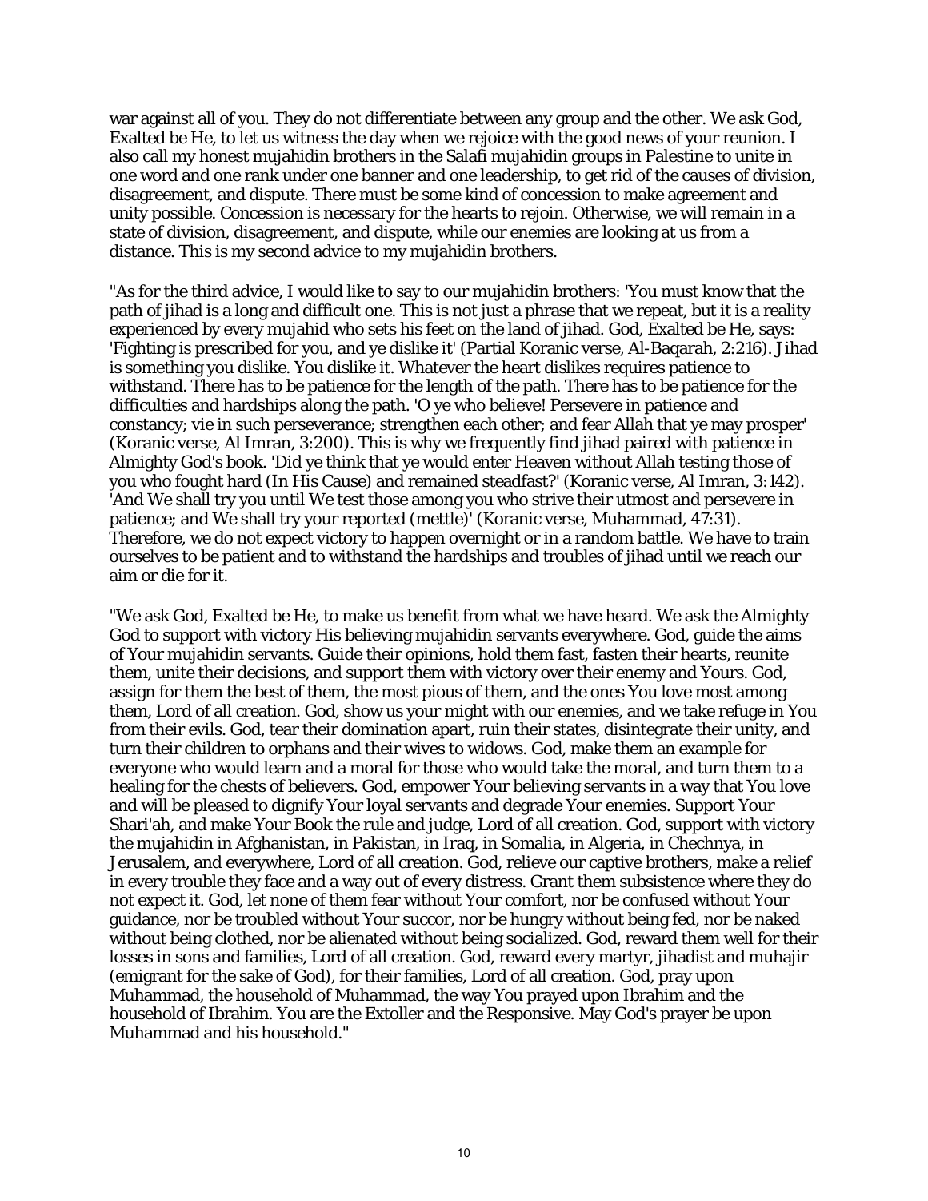war against all of you. They do not differentiate between any group and the other. We ask God, Exalted be He, to let us witness the day when we rejoice with the good news of your reunion. I also call my honest mujahidin brothers in the Salafi mujahidin groups in Palestine to unite in one word and one rank under one banner and one leadership, to get rid of the causes of division, disagreement, and dispute. There must be some kind of concession to make agreement and unity possible. Concession is necessary for the hearts to rejoin. Otherwise, we will remain in a state of division, disagreement, and dispute, while our enemies are looking at us from a distance. This is my second advice to my mujahidin brothers.

"As for the third advice, I would like to say to our mujahidin brothers: 'You must know that the path of jihad is a long and difficult one. This is not just a phrase that we repeat, but it is a reality experienced by every mujahid who sets his feet on the land of jihad. God, Exalted be He, says: 'Fighting is prescribed for you, and ye dislike it' (Partial Koranic verse, Al-Baqarah, 2:216). Jihad is something you dislike. You dislike it. Whatever the heart dislikes requires patience to withstand. There has to be patience for the length of the path. There has to be patience for the difficulties and hardships along the path. 'O ye who believe! Persevere in patience and constancy; vie in such perseverance; strengthen each other; and fear Allah that ye may prosper' (Koranic verse, Al Imran, 3:200). This is why we frequently find jihad paired with patience in Almighty God's book. 'Did ye think that ye would enter Heaven without Allah testing those of you who fought hard (In His Cause) and remained steadfast?' (Koranic verse, Al Imran, 3:142). 'And We shall try you until We test those among you who strive their utmost and persevere in patience; and We shall try your reported (mettle)' (Koranic verse, Muhammad, 47:31). Therefore, we do not expect victory to happen overnight or in a random battle. We have to train ourselves to be patient and to withstand the hardships and troubles of jihad until we reach our aim or die for it.

"We ask God, Exalted be He, to make us benefit from what we have heard. We ask the Almighty God to support with victory His believing mujahidin servants everywhere. God, guide the aims of Your mujahidin servants. Guide their opinions, hold them fast, fasten their hearts, reunite them, unite their decisions, and support them with victory over their enemy and Yours. God, assign for them the best of them, the most pious of them, and the ones You love most among them, Lord of all creation. God, show us your might with our enemies, and we take refuge in You from their evils. God, tear their domination apart, ruin their states, disintegrate their unity, and turn their children to orphans and their wives to widows. God, make them an example for everyone who would learn and a moral for those who would take the moral, and turn them to a healing for the chests of believers. God, empower Your believing servants in a way that You love and will be pleased to dignify Your loyal servants and degrade Your enemies. Support Your Shari'ah, and make Your Book the rule and judge, Lord of all creation. God, support with victory the mujahidin in Afghanistan, in Pakistan, in Iraq, in Somalia, in Algeria, in Chechnya, in Jerusalem, and everywhere, Lord of all creation. God, relieve our captive brothers, make a relief in every trouble they face and a way out of every distress. Grant them subsistence where they do not expect it. God, let none of them fear without Your comfort, nor be confused without Your guidance, nor be troubled without Your succor, nor be hungry without being fed, nor be naked without being clothed, nor be alienated without being socialized. God, reward them well for their losses in sons and families, Lord of all creation. God, reward every martyr, jihadist and muhajir (emigrant for the sake of God), for their families, Lord of all creation. God, pray upon Muhammad, the household of Muhammad, the way You prayed upon Ibrahim and the household of Ibrahim. You are the Extoller and the Responsive. May God's prayer be upon Muhammad and his household."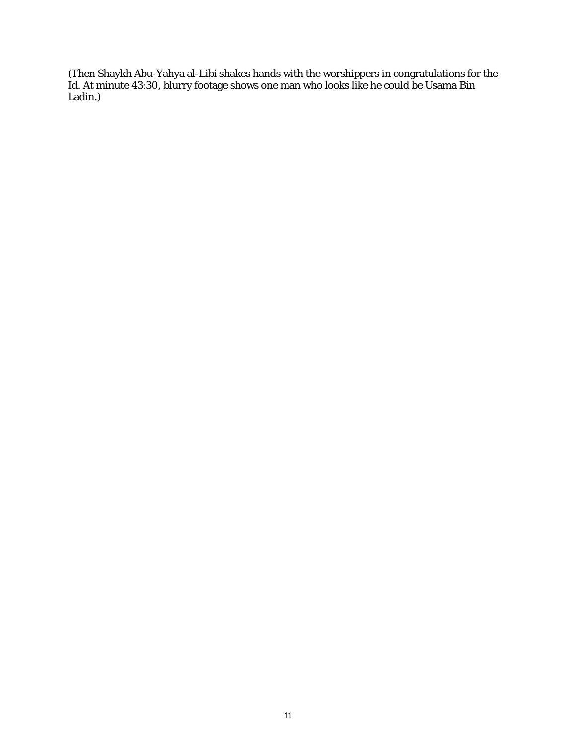(Then Shaykh Abu-Yahya al-Libi shakes hands with the worshippers in congratulations for the Id. At minute 43:30, blurry footage shows one man who looks like he could be Usama Bin Ladin.)